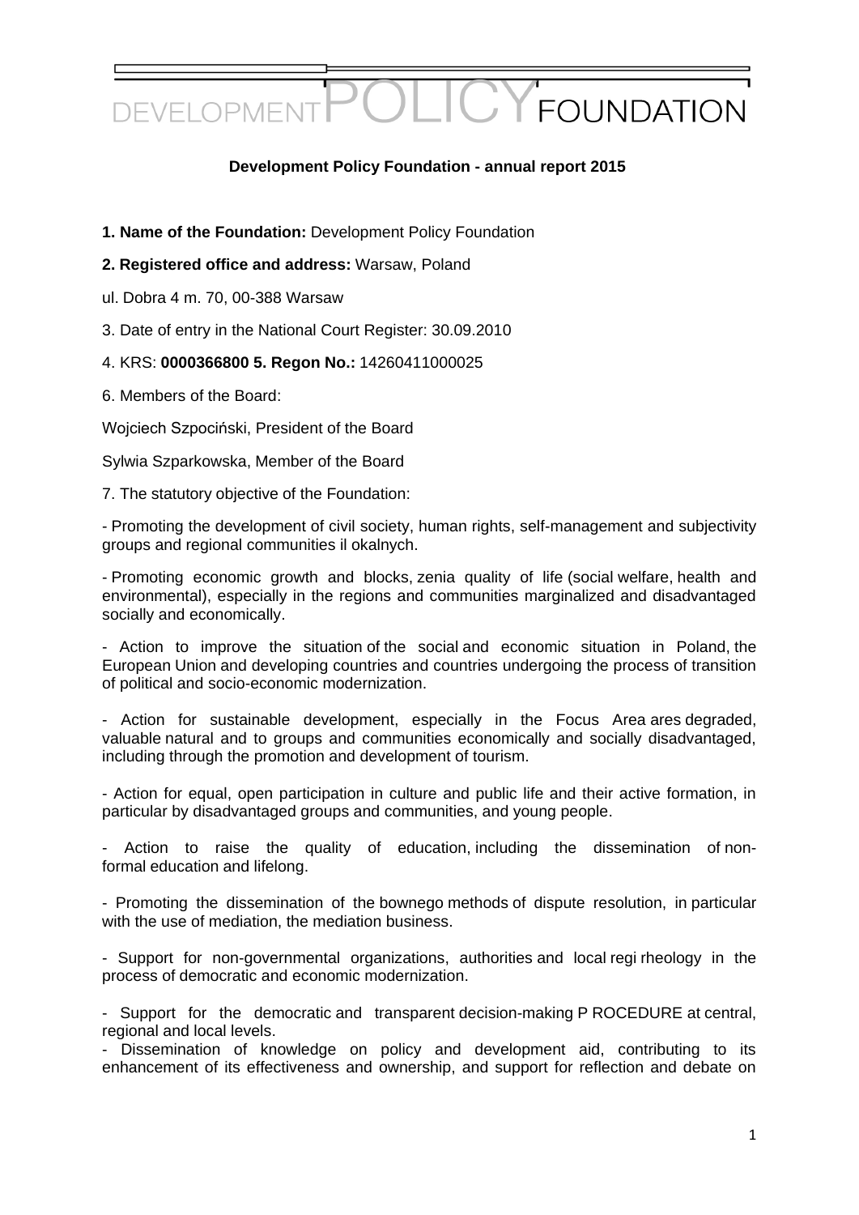DEVELOPMENT POLICY FOUNDATION

**Development Policy Foundation - annual report 2015**

**1. Name of the Foundation:** Development Policy Foundation

**2. Registered office and address:** Warsaw, Poland

ul. Dobra 4 m. 70, 00-388 Warsaw

3. Date of entry in the National Court Register: 30.09.2010

4. KRS: **0000366800 5. Regon No.:** 14260411000025

6. Members of the Board:

Wojciech Szpociński, President of the Board

Sylwia Szparkowska, Member of the Board

7. The statutory objective of the Foundation:

- Promoting the development of civil society, human rights, self-management and subjectivity groups and regional communities il okalnych.

- Promoting economic growth and blocks, zenia quality of life (social welfare, health and environmental), especially in the regions and communities marginalized and disadvantaged socially and economically.

- Action to improve the situation of the social and economic situation in Poland, the European Union and developing countries and countries undergoing the process of transition of political and socio-economic modernization.

- Action for sustainable development, especially in the Focus Area ares degraded, valuable natural and to groups and communities economically and socially disadvantaged, including through the promotion and development of tourism.

- Action for equal, open participation in culture and public life and their active formation, in particular by disadvantaged groups and communities, and young people.

- Action to raise the quality of education, including the dissemination of non-formal education and lifelong.

- Promoting the dissemination of the bownego methods of dispute resolution, in particular with the use of mediation, the mediation business.

- Support for non-governmental organizations, authorities and local regi rheology in the process of democratic and economic modernization.

- Support for the democratic and transparent decision-making P ROCEDURE at central, regional and local levels.

- Dissemination of knowledge on policy and development aid, contributing to its enhancement of its effectiveness and ownership, and support for reflection and debate on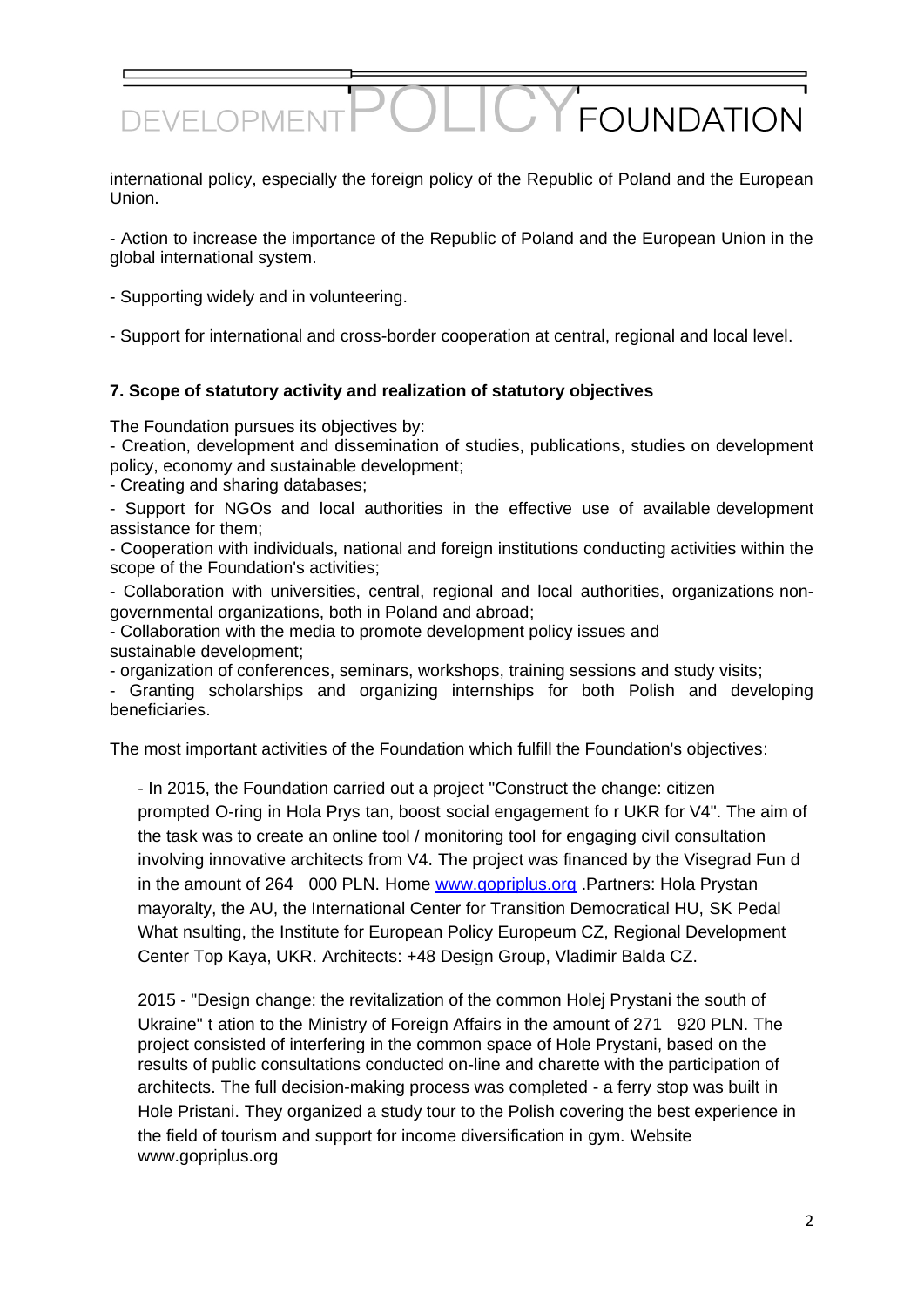international policy, especially the foreign policy of the Republic of Poland and the European Union.

- Action to increase the importance of the Republic of Poland and the European Union in the global international system.

- Supporting widely and in volunteering.

- Support for international and cross-border cooperation at central, regional and local level.

**7. Scope of statutory activity and realization of statutory objectives**

The Foundation pursues its objectives by:
- Creation, development and dissemination of studies, publications, studies on development policy, economy and sustainable development;
- Creating and sharing databases;
- Support for NGOs and local authorities in the effective use of available development assistance for them;
- Cooperation with individuals, national and foreign institutions conducting activities within the scope of the Foundation's activities;
- Collaboration with universities, central, regional and local authorities, organizations non-governmental organizations, both in Poland and abroad;
- Collaboration with the media to promote development policy issues and sustainable development;
- organization of conferences, seminars, workshops, training sessions and study visits;
- Granting scholarships and organizing internships for both Polish and developing beneficiaries.

The most important activities of the Foundation which fulfill the Foundation's objectives:

- In 2015, the Foundation carried out a project "Construct the change: citizen prompted O-ring in Hola Prys tan, boost social engagement fo r UKR for V4". The aim of the task was to create an online tool / monitoring tool for engaging civil consultation involving innovative architects from V4. The project was financed by the Visegrad Fun d in the amount of 264 000 PLN. Home www.gopriplus.org .Partners: Hola Prystan mayoralty, the AU, the International Center for Transition Democratical HU, SK Pedal What nsulting, the Institute for European Policy Europeum CZ, Regional Development Center Top Kaya, UKR. Architects: +48 Design Group, Vladimir Balda CZ.

2015 - "Design change: the revitalization of the common Holej Prystani the south of Ukraine" t ation to the Ministry of Foreign Affairs in the amount of 271 920 PLN. The project consisted of interfering in the common space of Hole Prystani, based on the results of public consultations conducted on-line and charette with the participation of architects. The full decision-making process was completed - a ferry stop was built in Hole Pristani. They organized a study tour to the Polish covering the best experience in the field of tourism and support for income diversification in gym. Website www.gopriplus.org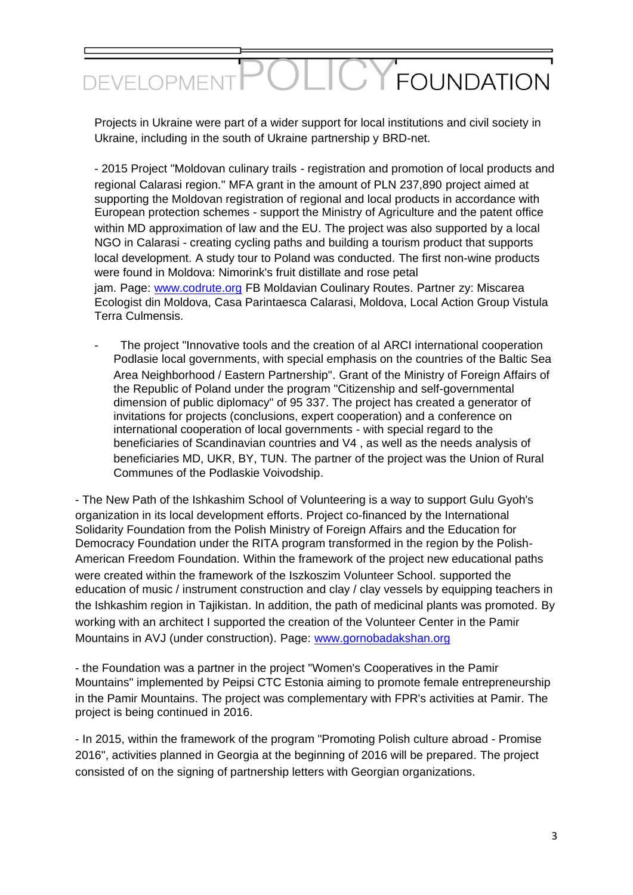Projects in Ukraine were part of a wider support for local institutions and civil society in Ukraine, including in the south of Ukraine partnership y BRD-net.

- 2015 Project "Moldovan culinary trails - registration and promotion of local products and regional Calarasi region." MFA grant in the amount of PLN 237,890 project aimed at supporting the Moldovan registration of regional and local products in accordance with European protection schemes - support the Ministry of Agriculture and the patent office within MD approximation of law and the EU. The project was also supported by a local NGO in Calarasi - creating cycling paths and building a tourism product that supports local development. A study tour to Poland was conducted. The first non-wine products were found in Moldova: Nimorink's fruit distillate and rose petal jam. Page: www.codrute.org FB Moldavian Coulinary Routes. Partner zy: Miscarea Ecologist din Moldova, Casa Parintaesca Calarasi, Moldova, Local Action Group Vistula Terra Culmensis.

- The project "Innovative tools and the creation of al ARCI international cooperation Podlasie local governments, with special emphasis on the countries of the Baltic Sea Area Neighborhood / Eastern Partnership". Grant of the Ministry of Foreign Affairs of the Republic of Poland under the program "Citizenship and self-governmental dimension of public diplomacy" of 95 337. The project has created a generator of invitations for projects (conclusions, expert cooperation) and a conference on international cooperation of local governments - with special regard to the beneficiaries of Scandinavian countries and V4 , as well as the needs analysis of beneficiaries MD, UKR, BY, TUN. The partner of the project was the Union of Rural Communes of the Podlaskie Voivodship.

- The New Path of the Ishkashim School of Volunteering is a way to support Gulu Gyoh's organization in its local development efforts. Project co-financed by the International Solidarity Foundation from the Polish Ministry of Foreign Affairs and the Education for Democracy Foundation under the RITA program transformed in the region by the Polish-American Freedom Foundation. Within the framework of the project new educational paths were created within the framework of the Iszkoszim Volunteer School. supported the education of music / instrument construction and clay / clay vessels by equipping teachers in the Ishkashim region in Tajikistan. In addition, the path of medicinal plants was promoted. By working with an architect I supported the creation of the Volunteer Center in the Pamir Mountains in AVJ (under construction). Page: www.gornobadakshan.org

- the Foundation was a partner in the project "Women's Cooperatives in the Pamir Mountains" implemented by Peipsi CTC Estonia aiming to promote female entrepreneurship in the Pamir Mountains. The project was complementary with FPR's activities at Pamir. The project is being continued in 2016.

- In 2015, within the framework of the program "Promoting Polish culture abroad - Promise 2016", activities planned in Georgia at the beginning of 2016 will be prepared. The project consisted of on the signing of partnership letters with Georgian organizations.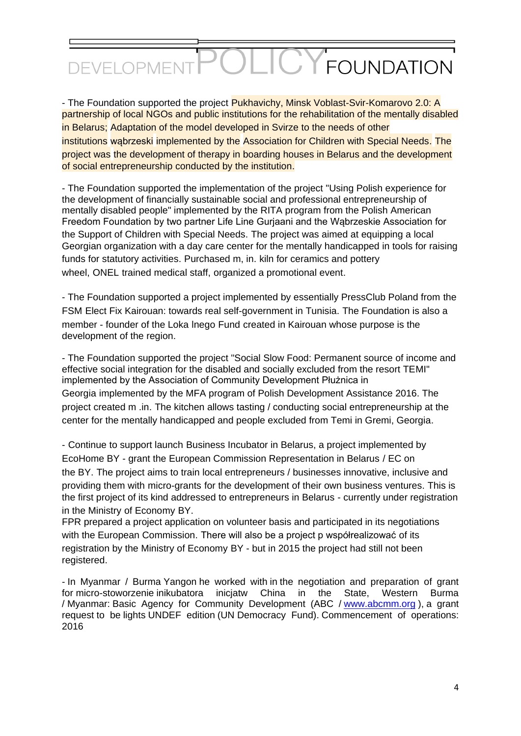- The Foundation supported the project Pukhavichy, Minsk Voblast-Svir-Komarovo 2.0: A partnership of local NGOs and public institutions for the rehabilitation of the mentally disabled in Belarus; Adaptation of the model developed in Svirze to the needs of other institutions wąbrzeski implemented by the Association for Children with Special Needs. The project was the development of therapy in boarding houses in Belarus and the development of social entrepreneurship conducted by the institution.

- The Foundation supported the implementation of the project "Using Polish experience for the development of financially sustainable social and professional entrepreneurship of mentally disabled people" implemented by the RITA program from the Polish American Freedom Foundation by two partner Life Line Gurjaani and the Wąbrzeskie Association for the Support of Children with Special Needs. The project was aimed at equipping a local Georgian organization with a day care center for the mentally handicapped in tools for raising funds for statutory activities. Purchased m, in. kiln for ceramics and pottery wheel, ONEL trained medical staff, organized a promotional event.

- The Foundation supported a project implemented by essentially PressClub Poland from the FSM Elect Fix Kairouan: towards real self-government in Tunisia. The Foundation is also a member - founder of the Loka Inego Fund created in Kairouan whose purpose is the development of the region.

- The Foundation supported the project "Social Slow Food: Permanent source of income and effective social integration for the disabled and socially excluded from the resort TEMI" implemented by the Association of Community Development Płużnica in Georgia implemented by the MFA program of Polish Development Assistance 2016. The project created m .in. The kitchen allows tasting / conducting social entrepreneurship at the center for the mentally handicapped and people excluded from Temi in Gremi, Georgia.

- Continue to support launch Business Incubator in Belarus, a project implemented by EcoHome BY - grant the European Commission Representation in Belarus / EC on the BY. The project aims to train local entrepreneurs / businesses innovative, inclusive and providing them with micro-grants for the development of their own business ventures. This is the first project of its kind addressed to entrepreneurs in Belarus - currently under registration in the Ministry of Economy BY.
FPR prepared a project application on volunteer basis and participated in its negotiations with the European Commission. There will also be a project p współrealizować of its registration by the Ministry of Economy BY - but in 2015 the project had still not been registered.

- In Myanmar / Burma Yangon he worked with in the negotiation and preparation of grant for micro-stoworzenie inikubatora inicjatw China in the State, Western Burma / Myanmar: Basic Agency for Community Development (ABC / www.abcmm.org ), a grant request to be lights UNDEF edition (UN Democracy Fund). Commencement of operations: 2016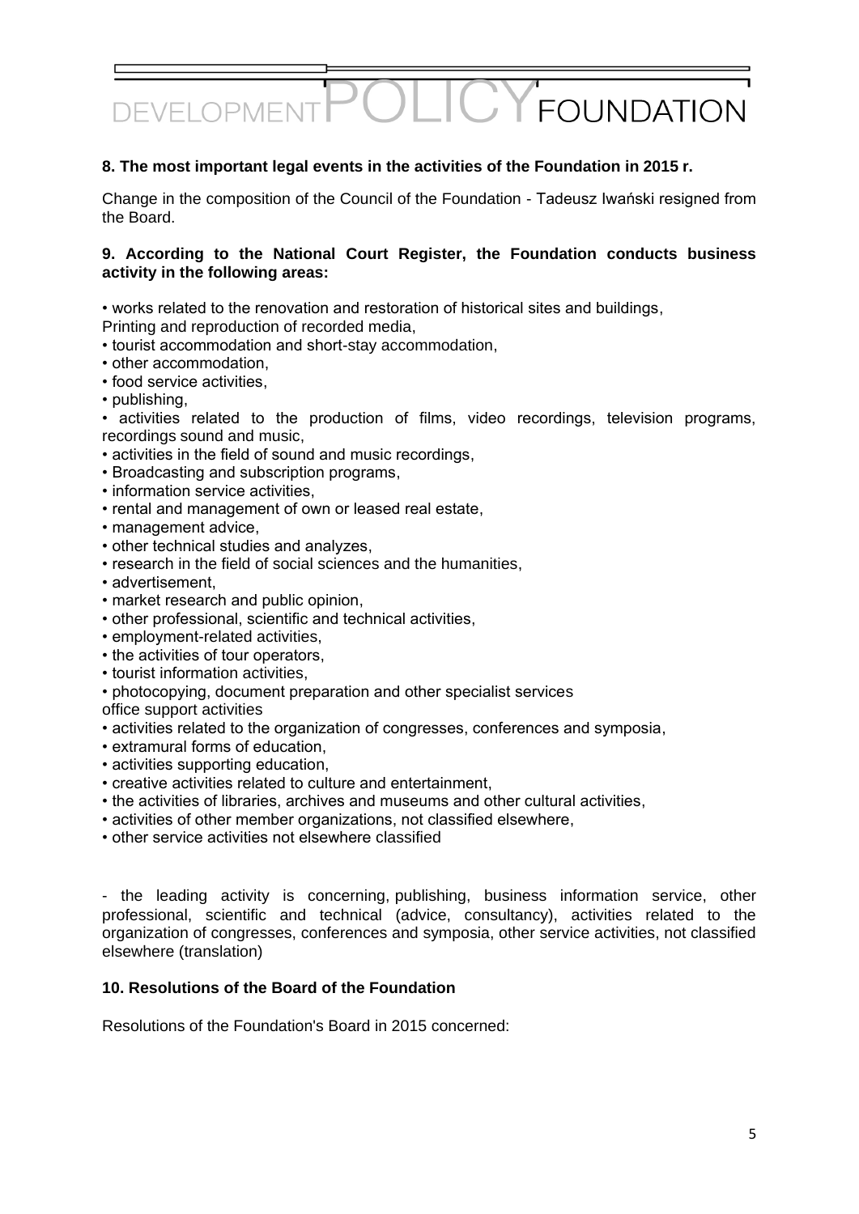**8. The most important legal events in the activities of the Foundation in 2015 r.**

Change in the composition of the Council of the Foundation - Tadeusz Iwański resigned from the Board.

**9. According to the National Court Register, the Foundation conducts business activity in the following areas:**

• works related to the renovation and restoration of historical sites and buildings,
Printing and reproduction of recorded media,
• tourist accommodation and short-stay accommodation,
• other accommodation,
• food service activities,
• publishing,
• activities related to the production of films, video recordings, television programs, recordings sound and music,
• activities in the field of sound and music recordings,
• Broadcasting and subscription programs,
• information service activities,
• rental and management of own or leased real estate,
• management advice,
• other technical studies and analyzes,
• research in the field of social sciences and the humanities,
• advertisement,
• market research and public opinion,
• other professional, scientific and technical activities,
• employment-related activities,
• the activities of tour operators,
• tourist information activities,
• photocopying, document preparation and other specialist services
office support activities
• activities related to the organization of congresses, conferences and symposia,
• extramural forms of education,
• activities supporting education,
• creative activities related to culture and entertainment,
• the activities of libraries, archives and museums and other cultural activities,
• activities of other member organizations, not classified elsewhere,
• other service activities not elsewhere classified

- the leading activity is concerning, publishing, business information service, other professional, scientific and technical (advice, consultancy), activities related to the organization of congresses, conferences and symposia, other service activities, not classified elsewhere (translation)

**10. Resolutions of the Board of the Foundation**

Resolutions of the Foundation's Board in 2015 concerned: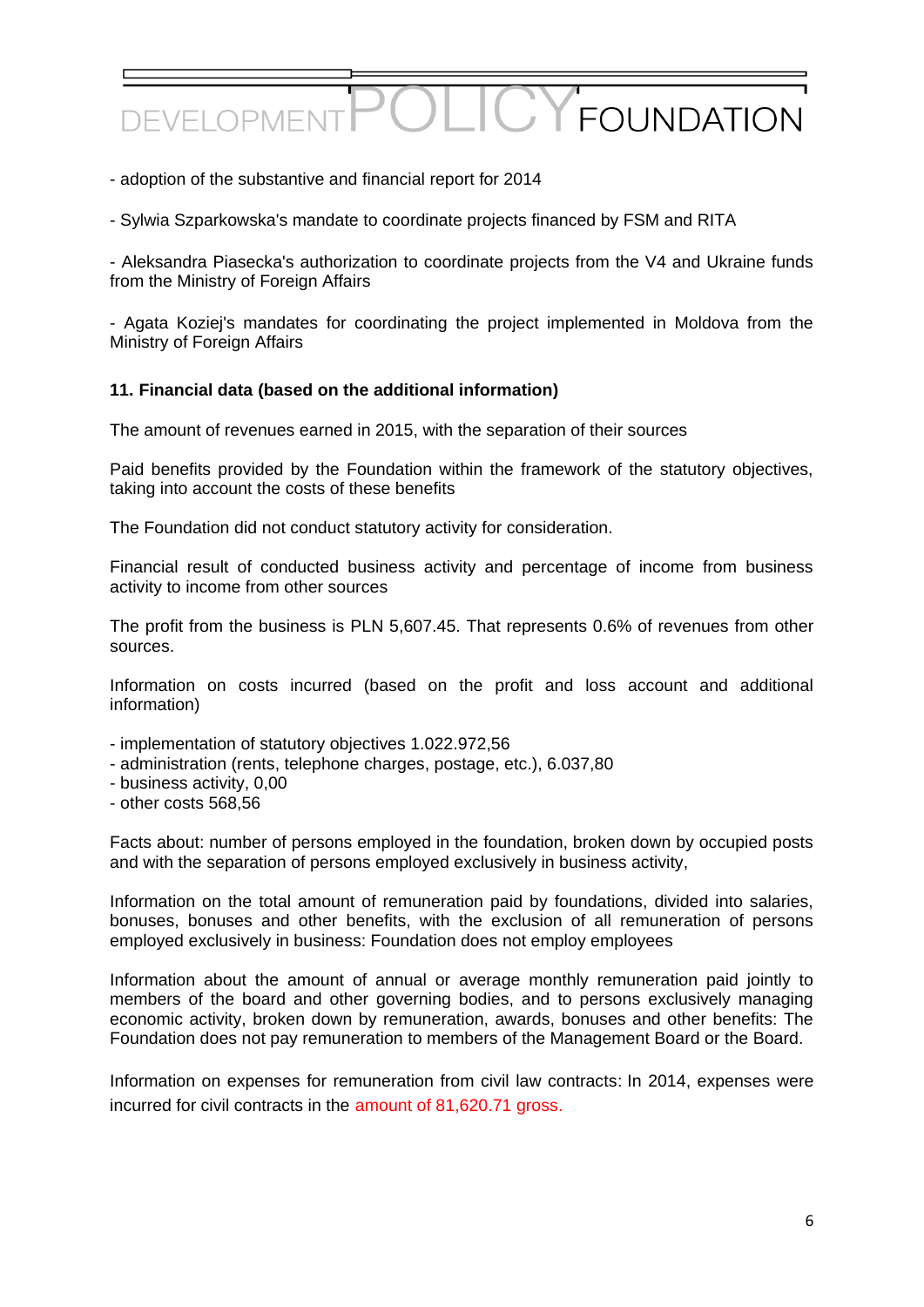- adoption of the substantive and financial report for 2014

- Sylwia Szparkowska's mandate to coordinate projects financed by FSM and RITA

- Aleksandra Piasecka's authorization to coordinate projects from the V4 and Ukraine funds from the Ministry of Foreign Affairs

- Agata Koziej's mandates for coordinating the project implemented in Moldova from the Ministry of Foreign Affairs

**11. Financial data (based on the additional information)**

The amount of revenues earned in 2015, with the separation of their sources

Paid benefits provided by the Foundation within the framework of the statutory objectives, taking into account the costs of these benefits

The Foundation did not conduct statutory activity for consideration.

Financial result of conducted business activity and percentage of income from business activity to income from other sources

The profit from the business is PLN 5,607.45. That represents 0.6% of revenues from other sources.

Information on costs incurred (based on the profit and loss account and additional information)

- implementation of statutory objectives 1.022.972,56
- administration (rents, telephone charges, postage, etc.), 6.037,80
- business activity, 0,00
- other costs 568,56

Facts about: number of persons employed in the foundation, broken down by occupied posts and with the separation of persons employed exclusively in business activity,

Information on the total amount of remuneration paid by foundations, divided into salaries, bonuses, bonuses and other benefits, with the exclusion of all remuneration of persons employed exclusively in business: Foundation does not employ employees

Information about the amount of annual or average monthly remuneration paid jointly to members of the board and other governing bodies, and to persons exclusively managing economic activity, broken down by remuneration, awards, bonuses and other benefits: The Foundation does not pay remuneration to members of the Management Board or the Board.

Information on expenses for remuneration from civil law contracts: In 2014, expenses were incurred for civil contracts in the amount of 81,620.71 gross.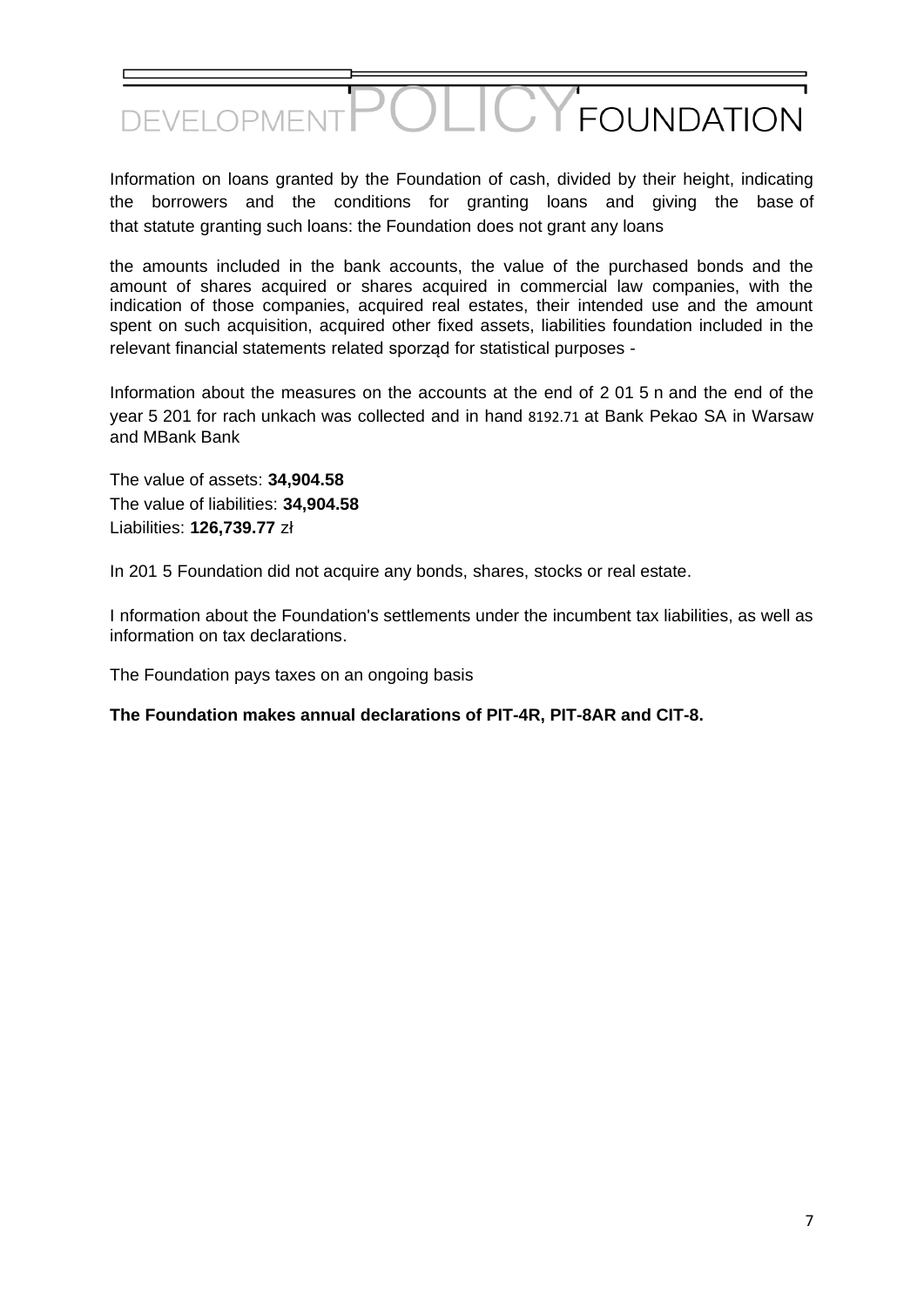Information on loans granted by the Foundation of cash, divided by their height, indicating the borrowers and the conditions for granting loans and giving the base of that statute granting such loans: the Foundation does not grant any loans

the amounts included in the bank accounts, the value of the purchased bonds and the amount of shares acquired or shares acquired in commercial law companies, with the indication of those companies, acquired real estates, their intended use and the amount spent on such acquisition, acquired other fixed assets, liabilities foundation included in the relevant financial statements related sporząd for statistical purposes -

Information about the measures on the accounts at the end of 2 01 5 n and the end of the year 5 201 for rach unkach was collected and in hand 8192.71 at Bank Pekao SA in Warsaw and MBank Bank

The value of assets: **34,904.58**
The value of liabilities: **34,904.58**
Liabilities: **126,739.77** zł

In 201 5 Foundation did not acquire any bonds, shares, stocks or real estate.

I nformation about the Foundation's settlements under the incumbent tax liabilities, as well as information on tax declarations.

The Foundation pays taxes on an ongoing basis

**The Foundation makes annual declarations of PIT-4R, PIT-8AR and CIT-8.**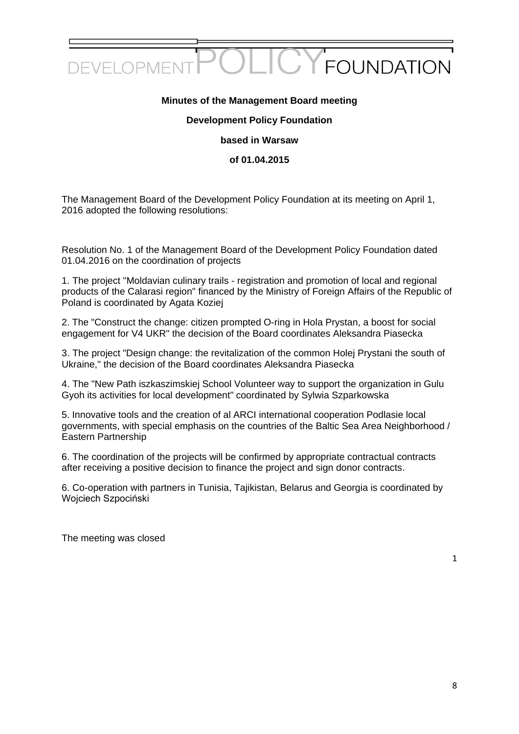DEVELOPMENT POLICY FOUNDATION

**Minutes of the Management Board meeting**

**Development Policy Foundation**

**based in Warsaw**

**of 01.04.2015**

The Management Board of the Development Policy Foundation at its meeting on April 1, 2016 adopted the following resolutions:

Resolution No. 1 of the Management Board of the Development Policy Foundation dated 01.04.2016 on the coordination of projects

1. The project "Moldavian culinary trails - registration and promotion of local and regional products of the Calarasi region" financed by the Ministry of Foreign Affairs of the Republic of Poland is coordinated by Agata Koziej

2. The "Construct the change: citizen prompted O-ring in Hola Prystan, a boost for social engagement for V4 UKR" the decision of the Board coordinates Aleksandra Piasecka

3. The project "Design change: the revitalization of the common Holej Prystani the south of Ukraine," the decision of the Board coordinates Aleksandra Piasecka

4. The "New Path iszkaszimskiej School Volunteer way to support the organization in Gulu Gyoh its activities for local development" coordinated by Sylwia Szparkowska

5. Innovative tools and the creation of al ARCI international cooperation Podlasie local governments, with special emphasis on the countries of the Baltic Sea Area Neighborhood / Eastern Partnership

6. The coordination of the projects will be confirmed by appropriate contractual contracts after receiving a positive decision to finance the project and sign donor contracts.

6. Co-operation with partners in Tunisia, Tajikistan, Belarus and Georgia is coordinated by Wojciech Szpociński

The meeting was closed